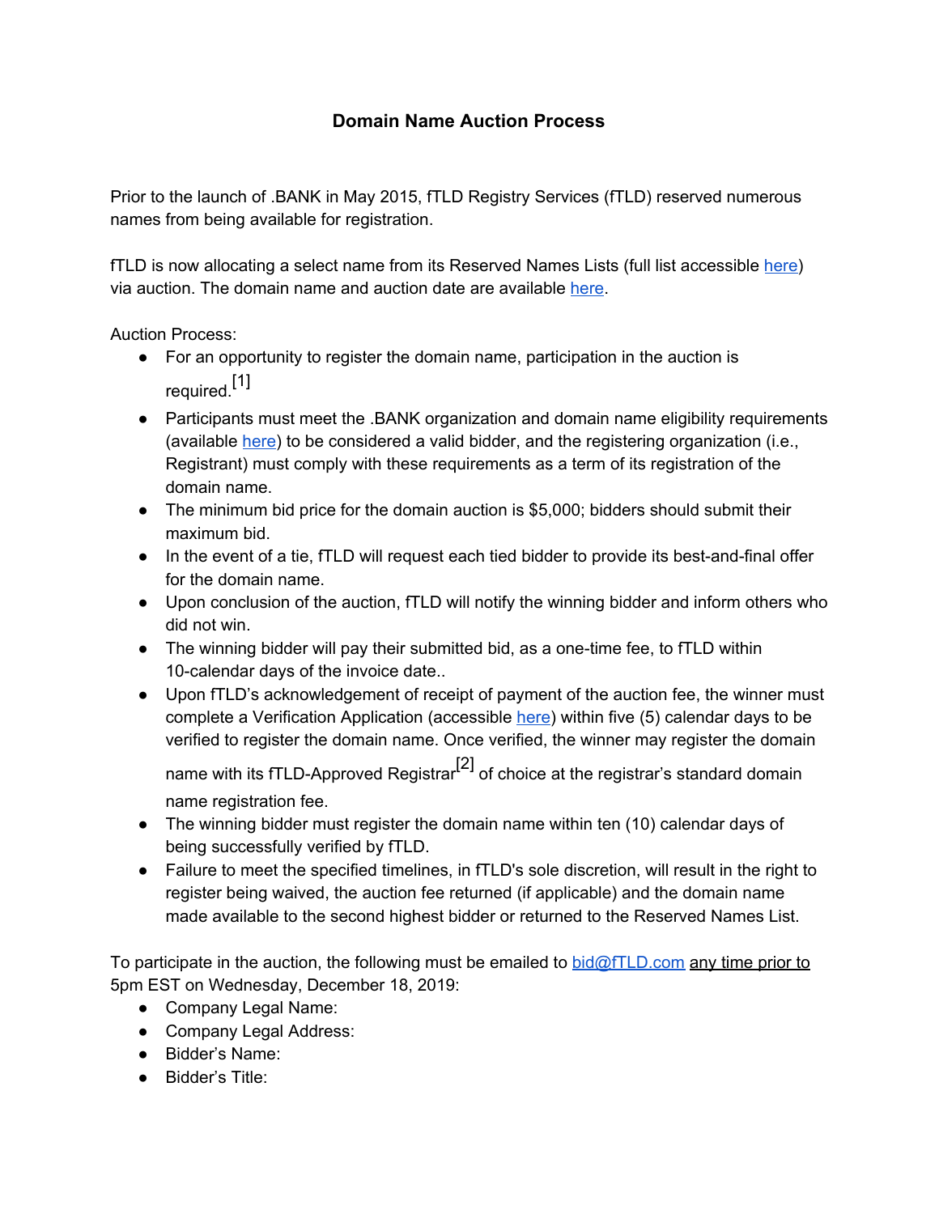# Domain Name Auction Process

Prior to the launch of .BANK in May 2015, fTLD Registry Services (fTLD) reserved numerous names from being available for registration.

fTLD is now allocating a select name from its Reserved Names Lists (full list accessible here) via auction. The domain name and auction date are available here.

Auction Process:

- For an opportunity to register the domain name, participation in the auction is required.[1]
- Participants must meet the .BANK organization and domain name eligibility requirements (available here) to be considered a valid bidder, and the registering organization (i.e., Registrant) must comply with these requirements as a term of its registration of the domain name.
- The minimum bid price for the domain auction is $5,000; bidders should submit their maximum bid.
- In the event of a tie, fTLD will request each tied bidder to provide its best-and-final offer for the domain name.
- Upon conclusion of the auction, fTLD will notify the winning bidder and inform others who did not win.
- The winning bidder will pay their submitted bid, as a one-time fee, to fTLD within 10-calendar days of the invoice date..
- Upon fTLD's acknowledgement of receipt of payment of the auction fee, the winner must complete a Verification Application (accessible here) within five (5) calendar days to be verified to register the domain name. Once verified, the winner may register the domain name with its fTLD-Approved Registrar[2] of choice at the registrar's standard domain name registration fee.
- The winning bidder must register the domain name within ten (10) calendar days of being successfully verified by fTLD.
- Failure to meet the specified timelines, in fTLD's sole discretion, will result in the right to register being waived, the auction fee returned (if applicable) and the domain name made available to the second highest bidder or returned to the Reserved Names List.

To participate in the auction, the following must be emailed to bid@fTLD.com any time prior to 5pm EST on Wednesday, December 18, 2019:

- Company Legal Name:
- Company Legal Address:
- Bidder's Name:
- Bidder's Title: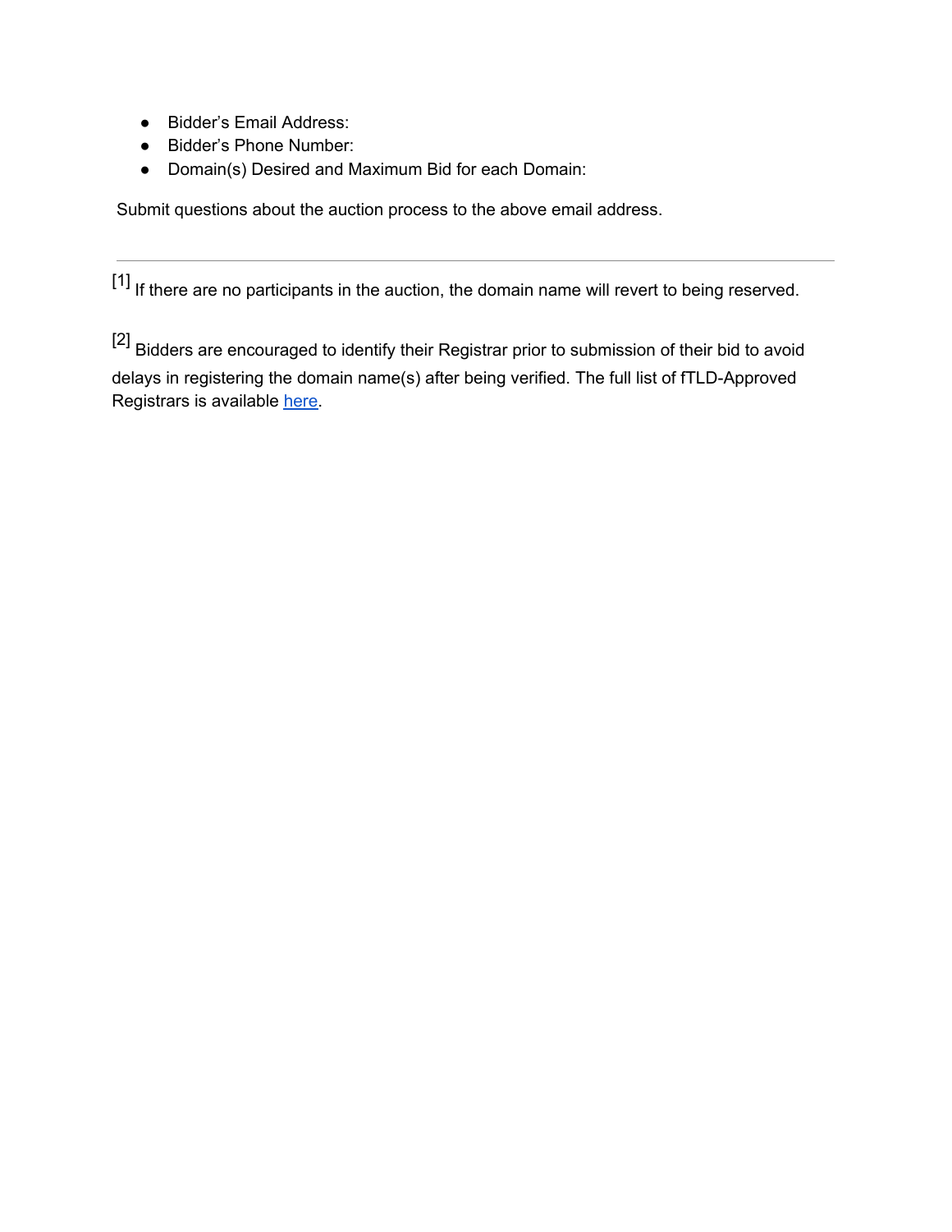- Bidder's Email Address:
- Bidder's Phone Number:
- Domain(s) Desired and Maximum Bid for each Domain:

Submit questions about the auction process to the above email address.

---

[1] If there are no participants in the auction, the domain name will revert to being reserved.

[2] Bidders are encouraged to identify their Registrar prior to submission of their bid to avoid delays in registering the domain name(s) after being verified. The full list of fTLD-Approved Registrars is available here.